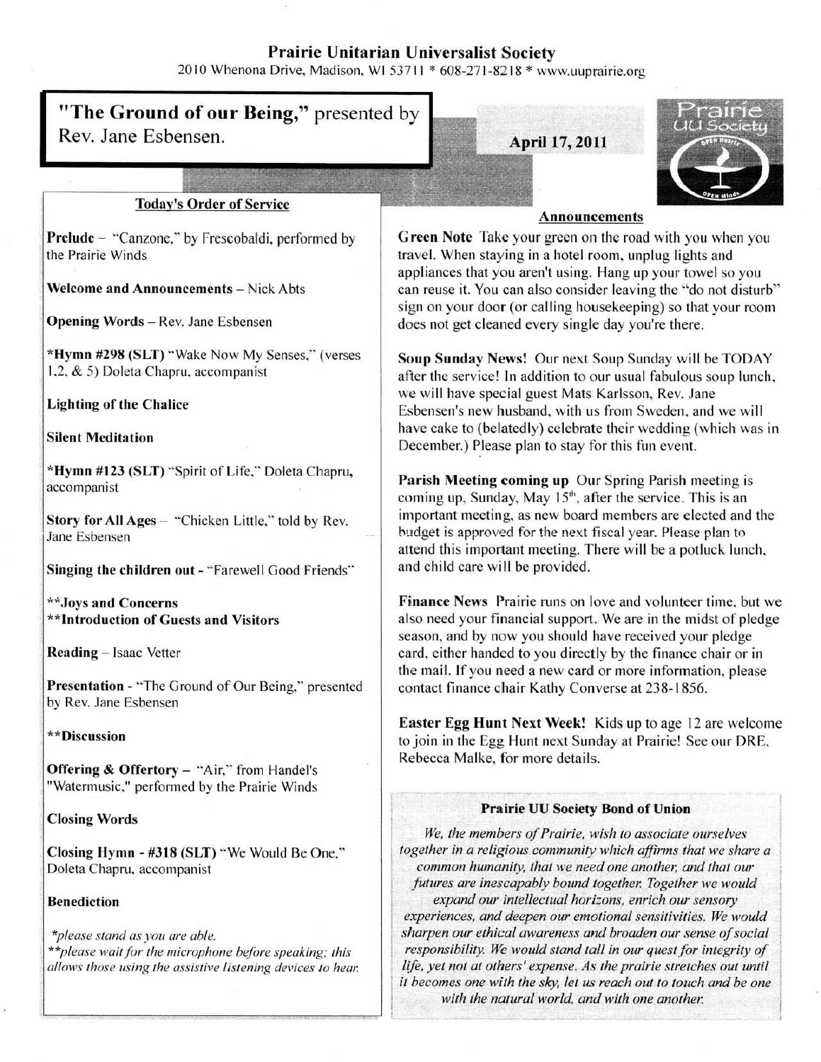# Prairie Unitarian Universalist Society

2010 Whenona Drive, Madison, WI 53711 * 608-271-8218 * www.uuprairie.org

## "The Ground of our Being," presented by Rev. Jane Esbensen.

**April 17, 2011**

### Today's Order of Service

**Prelude** – "Canzone," by Frescobaldi, performed by the Prairie Winds

**Welcome and Announcements** – Nick Abts

**Opening Words** – Rev. Jane Esbensen

***Hymn #298 (SLT)** "Wake Now My Senses," (verses 1,2, & 5) Doleta Chapru, accompanist

**Lighting of the Chalice**

**Silent Meditation**

***Hymn #123 (SLT)** "Spirit of Life," Doleta Chapru, accompanist

**Story for All Ages** – "Chicken Little," told by Rev. Jane Esbensen

**Singing the children out** - "Farewell Good Friends"

****Joys and Concerns**

****Introduction of Guests and Visitors**

**Reading** – Isaac Vetter

**Presentation** - "The Ground of Our Being," presented by Rev. Jane Esbensen

****Discussion**

**Offering & Offertory** – "Air," from Handel's "Watermusic," performed by the Prairie Winds

**Closing Words**

**Closing Hymn - #318 (SLT)** "We Would Be One," Doleta Chapru, accompanist

**Benediction**

*\*please stand as you are able.*

*\*\*please wait for the microphone before speaking; this allows those using the assistive listening devices to hear.*

### Announcements

**Green Note** Take your green on the road with you when you travel. When staying in a hotel room, unplug lights and appliances that you aren't using. Hang up your towel so you can reuse it. You can also consider leaving the "do not disturb" sign on your door (or calling housekeeping) so that your room does not get cleaned every single day you're there.

**Soup Sunday News!** Our next Soup Sunday will be TODAY after the service! In addition to our usual fabulous soup lunch, we will have special guest Mats Karlsson, Rev. Jane Esbensen's new husband, with us from Sweden, and we will have cake to (belatedly) celebrate their wedding (which was in December.) Please plan to stay for this fun event.

**Parish Meeting coming up** Our Spring Parish meeting is coming up, Sunday, May 15th, after the service. This is an important meeting, as new board members are elected and the budget is approved for the next fiscal year. Please plan to attend this important meeting. There will be a potluck lunch, and child care will be provided.

**Finance News** Prairie runs on love and volunteer time, but we also need your financial support. We are in the midst of pledge season, and by now you should have received your pledge card, either handed to you directly by the finance chair or in the mail. If you need a new card or more information, please contact finance chair Kathy Converse at 238-1856.

**Easter Egg Hunt Next Week!** Kids up to age 12 are welcome to join in the Egg Hunt next Sunday at Prairie! See our DRE, Rebecca Malke, for more details.

### Prairie UU Society Bond of Union

*We, the members of Prairie, wish to associate ourselves together in a religious community which affirms that we share a common humanity, that we need one another, and that our futures are inescapably bound together. Together we would expand our intellectual horizons, enrich our sensory experiences, and deepen our emotional sensitivities. We would sharpen our ethical awareness and broaden our sense of social responsibility. We would stand tall in our quest for integrity of life, yet not at others' expense. As the prairie stretches out until it becomes one with the sky, let us reach out to touch and be one with the natural world, and with one another.*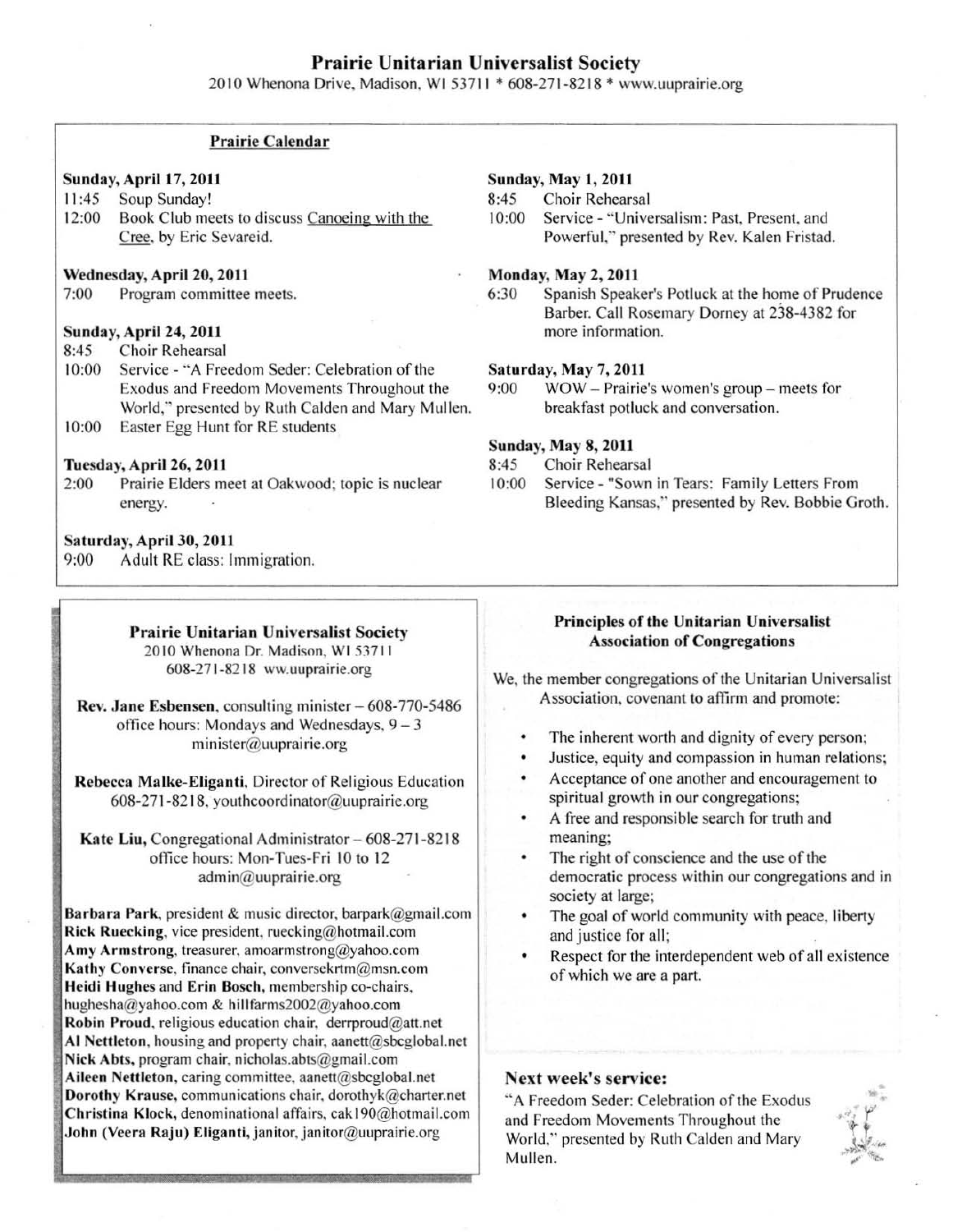# Prairie Unitarian Universalist Society

2010 Whenona Drive, Madison, WI 53711 * 608-271-8218 * www.uuprairie.org

## Prairie Calendar

**Sunday, April 17, 2011**

11:45 Soup Sunday!

12:00 Book Club meets to discuss Canoeing with the Cree, by Eric Sevareid.

**Wednesday, April 20, 2011**

7:00 Program committee meets.

**Sunday, April 24, 2011**

8:45 Choir Rehearsal

10:00 Service - "A Freedom Seder: Celebration of the Exodus and Freedom Movements Throughout the World," presented by Ruth Calden and Mary Mullen.

10:00 Easter Egg Hunt for RE students

**Tuesday, April 26, 2011**

2:00 Prairie Elders meet at Oakwood; topic is nuclear energy.

**Saturday, April 30, 2011**

9:00 Adult RE class: Immigration.

**Sunday, May 1, 2011**

8:45 Choir Rehearsal

10:00 Service - "Universalism: Past, Present, and Powerful," presented by Rev. Kalen Fristad.

**Monday, May 2, 2011**

6:30 Spanish Speaker's Potluck at the home of Prudence Barber. Call Rosemary Dorney at 238-4382 for more information.

**Saturday, May 7, 2011**

9:00 WOW – Prairie's women's group – meets for breakfast potluck and conversation.

**Sunday, May 8, 2011**

8:45 Choir Rehearsal

10:00 Service - "Sown in Tears: Family Letters From Bleeding Kansas," presented by Rev. Bobbie Groth.

---

### Prairie Unitarian Universalist Society

2010 Whenona Dr. Madison, WI 53711
608-271-8218 ww.uuprairie.org

**Rev. Jane Esbensen**, consulting minister – 608-770-5486
office hours: Mondays and Wednesdays, 9 – 3
minister@uuprairie.org

**Rebecca Malke-Eliganti**, Director of Religious Education
608-271-8218, youthcoordinator@uuprairie.org

**Kate Liu,** Congregational Administrator – 608-271-8218
office hours: Mon-Tues-Fri 10 to 12
admin@uuprairie.org

**Barbara Park**, president & music director, barpark@gmail.com
**Rick Ruecking**, vice president, ruecking@hotmail.com
**Amy Armstrong**, treasurer, amoarmstrong@yahoo.com
**Kathy Converse**, finance chair, conversekrtm@msn.com
**Heidi Hughes** and **Erin Bosch,** membership co-chairs, hughesha@yahoo.com & hillfarms2002@yahoo.com
**Robin Proud**, religious education chair, derrproud@att.net
**Al Nettleton**, housing and property chair, aanett@sbcglobal.net
**Nick Abts**, program chair, nicholas.abts@gmail.com
**Aileen Nettleton**, caring committee, aanett@sbcglobal.net
**Dorothy Krause**, communications chair, dorothyk@charter.net
**Christina Klock**, denominational affairs, cak190@hotmail.com
**John (Veera Raju) Eliganti**, janitor, janitor@uuprairie.org

### Principles of the Unitarian Universalist Association of Congregations

We, the member congregations of the Unitarian Universalist Association, covenant to affirm and promote:

- The inherent worth and dignity of every person;
- Justice, equity and compassion in human relations;
- Acceptance of one another and encouragement to spiritual growth in our congregations;
- A free and responsible search for truth and meaning;
- The right of conscience and the use of the democratic process within our congregations and in society at large;
- The goal of world community with peace, liberty and justice for all;
- Respect for the interdependent web of all existence of which we are a part.

### Next week's service:

"A Freedom Seder: Celebration of the Exodus and Freedom Movements Throughout the World," presented by Ruth Calden and Mary Mullen.